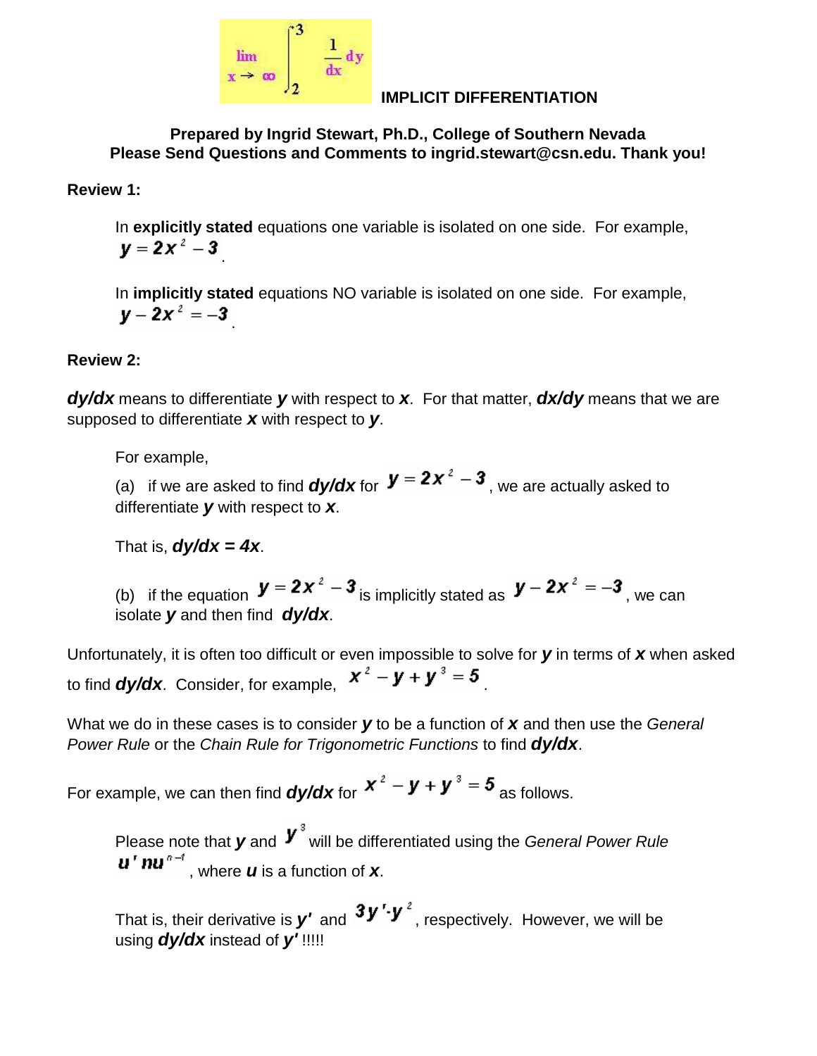$$\lim_{x \to \infty} \int_2^3 \frac{1}{dx} dy$$

# IMPLICIT DIFFERENTIATION

**Prepared by Ingrid Stewart, Ph.D., College of Southern Nevada**
**Please Send Questions and Comments to ingrid.stewart@csn.edu. Thank you!**

**Review 1:**

In **explicitly stated** equations one variable is isolated on one side. For example, $y = 2x^2 - 3$.

In **implicitly stated** equations NO variable is isolated on one side. For example, $y - 2x^2 = -3$.

**Review 2:**

***dy/dx*** means to differentiate ***y*** with respect to ***x***. For that matter, ***dx/dy*** means that we are supposed to differentiate ***x*** with respect to ***y***.

For example,

(a) if we are asked to find ***dy/dx*** for $y = 2x^2 - 3$, we are actually asked to differentiate ***y*** with respect to ***x***.

That is, ***dy/dx = 4x***.

(b) if the equation $y = 2x^2 - 3$ is implicitly stated as $y - 2x^2 = -3$, we can isolate ***y*** and then find ***dy/dx***.

Unfortunately, it is often too difficult or even impossible to solve for ***y*** in terms of ***x*** when asked to find ***dy/dx***. Consider, for example, $x^2 - y + y^3 = 5$.

What we do in these cases is to consider ***y*** to be a function of ***x*** and then use the *General Power Rule* or the *Chain Rule for Trigonometric Functions* to find ***dy/dx***.

For example, we can then find ***dy/dx*** for $x^2 - y + y^3 = 5$ as follows.

Please note that ***y*** and $y^3$ will be differentiated using the *General Power Rule* $u' n u^{n-1}$, where ***u*** is a function of ***x***.

That is, their derivative is ***y'*** and $3y' \cdot y^2$, respectively. However, we will be using ***dy/dx*** instead of ***y'*** !!!!!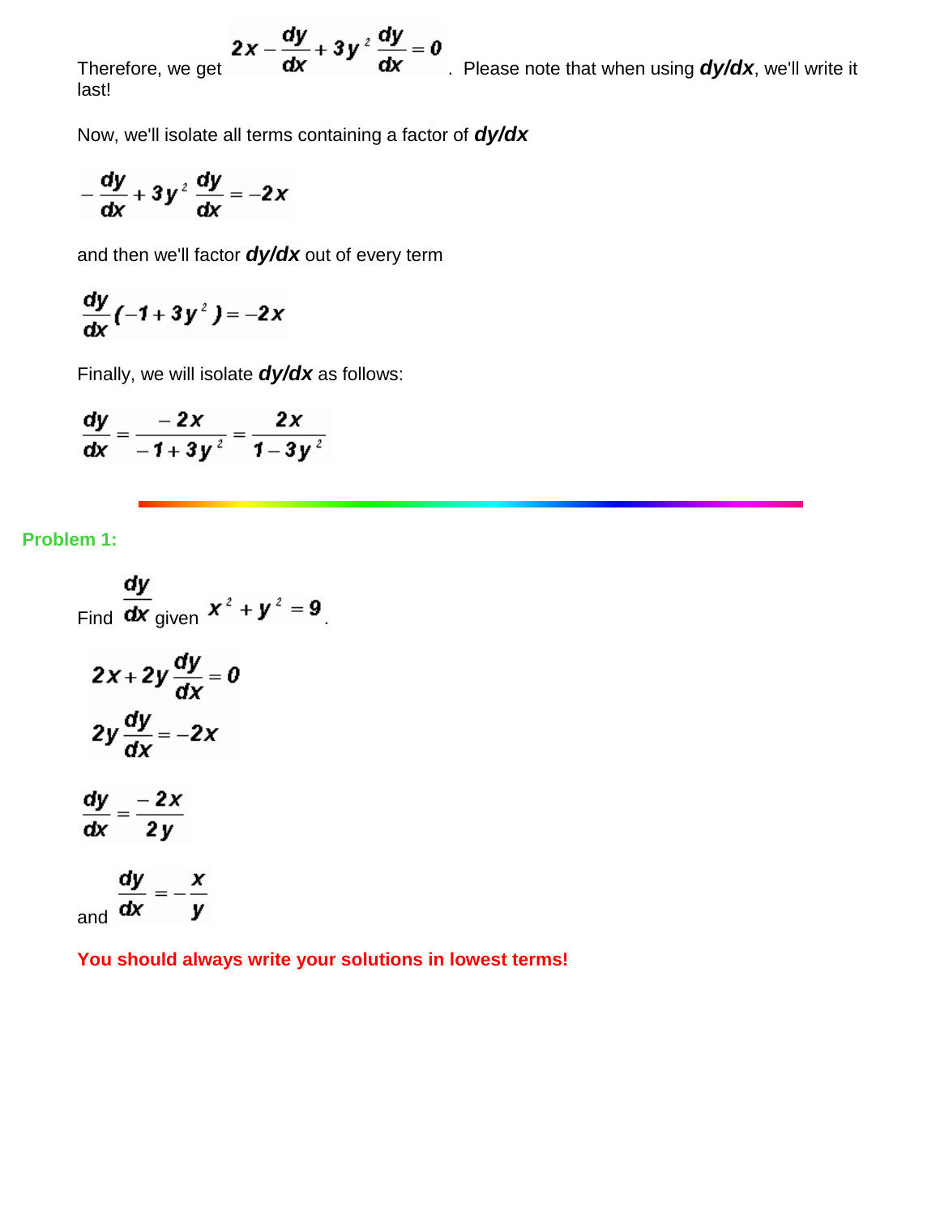Therefore, we get $2x - \frac{dy}{dx} + 3y^2 \frac{dy}{dx} = 0$. Please note that when using ***dy/dx***, we'll write it last!

Now, we'll isolate all terms containing a factor of ***dy/dx***

$$-\frac{dy}{dx} + 3y^2 \frac{dy}{dx} = -2x$$

and then we'll factor ***dy/dx*** out of every term

$$\frac{dy}{dx}(-1 + 3y^2) = -2x$$

Finally, we will isolate ***dy/dx*** as follows:

$$\frac{dy}{dx} = \frac{-2x}{-1 + 3y^2} = \frac{2x}{1 - 3y^2}$$

---

**Problem 1:**

Find $\frac{dy}{dx}$ given $x^2 + y^2 = 9$.

$$2x + 2y\frac{dy}{dx} = 0$$

$$2y\frac{dy}{dx} = -2x$$

$$\frac{dy}{dx} = \frac{-2x}{2y}$$

and $\frac{dy}{dx} = -\frac{x}{y}$

**You should always write your solutions in lowest terms!**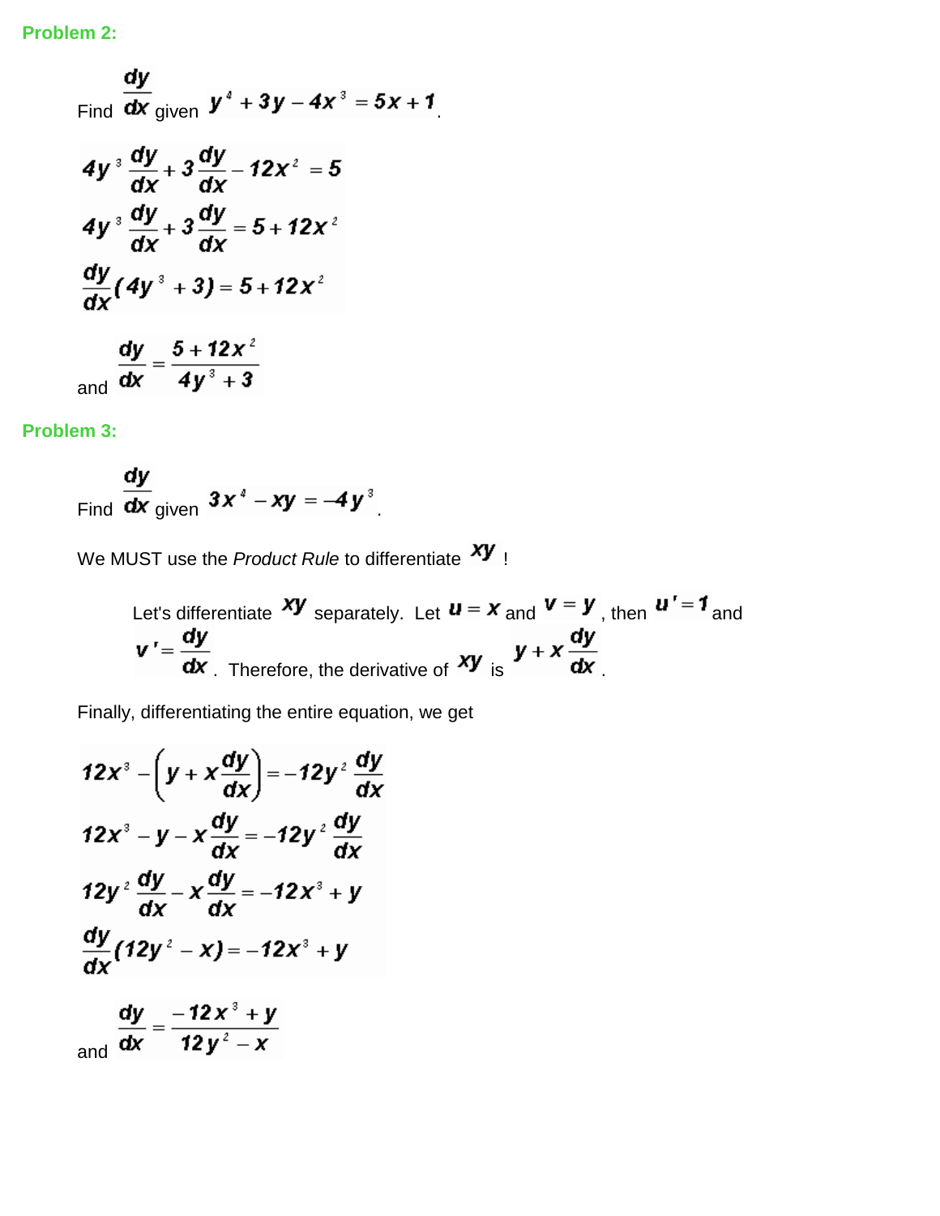### Problem 2:

Find $\frac{dy}{dx}$ given $y^4 + 3y - 4x^3 = 5x + 1$.

$$4y^3 \frac{dy}{dx} + 3\frac{dy}{dx} - 12x^2 = 5$$

$$4y^3 \frac{dy}{dx} + 3\frac{dy}{dx} = 5 + 12x^2$$

$$\frac{dy}{dx}(4y^3 + 3) = 5 + 12x^2$$

and $\frac{dy}{dx} = \frac{5 + 12x^2}{4y^3 + 3}$

### Problem 3:

Find $\frac{dy}{dx}$ given $3x^4 - xy = -4y^3$.

We MUST use the *Product Rule* to differentiate $xy$ !

Let's differentiate $xy$ separately. Let $u = x$ and $v = y$, then $u' = 1$ and $v' = \frac{dy}{dx}$. Therefore, the derivative of $xy$ is $y + x\frac{dy}{dx}$.

Finally, differentiating the entire equation, we get

$$12x^3 - \left(y + x\frac{dy}{dx}\right) = -12y^2 \frac{dy}{dx}$$

$$12x^3 - y - x\frac{dy}{dx} = -12y^2 \frac{dy}{dx}$$

$$12y^2 \frac{dy}{dx} - x\frac{dy}{dx} = -12x^3 + y$$

$$\frac{dy}{dx}(12y^2 - x) = -12x^3 + y$$

and $\frac{dy}{dx} = \frac{-12x^3 + y}{12y^2 - x}$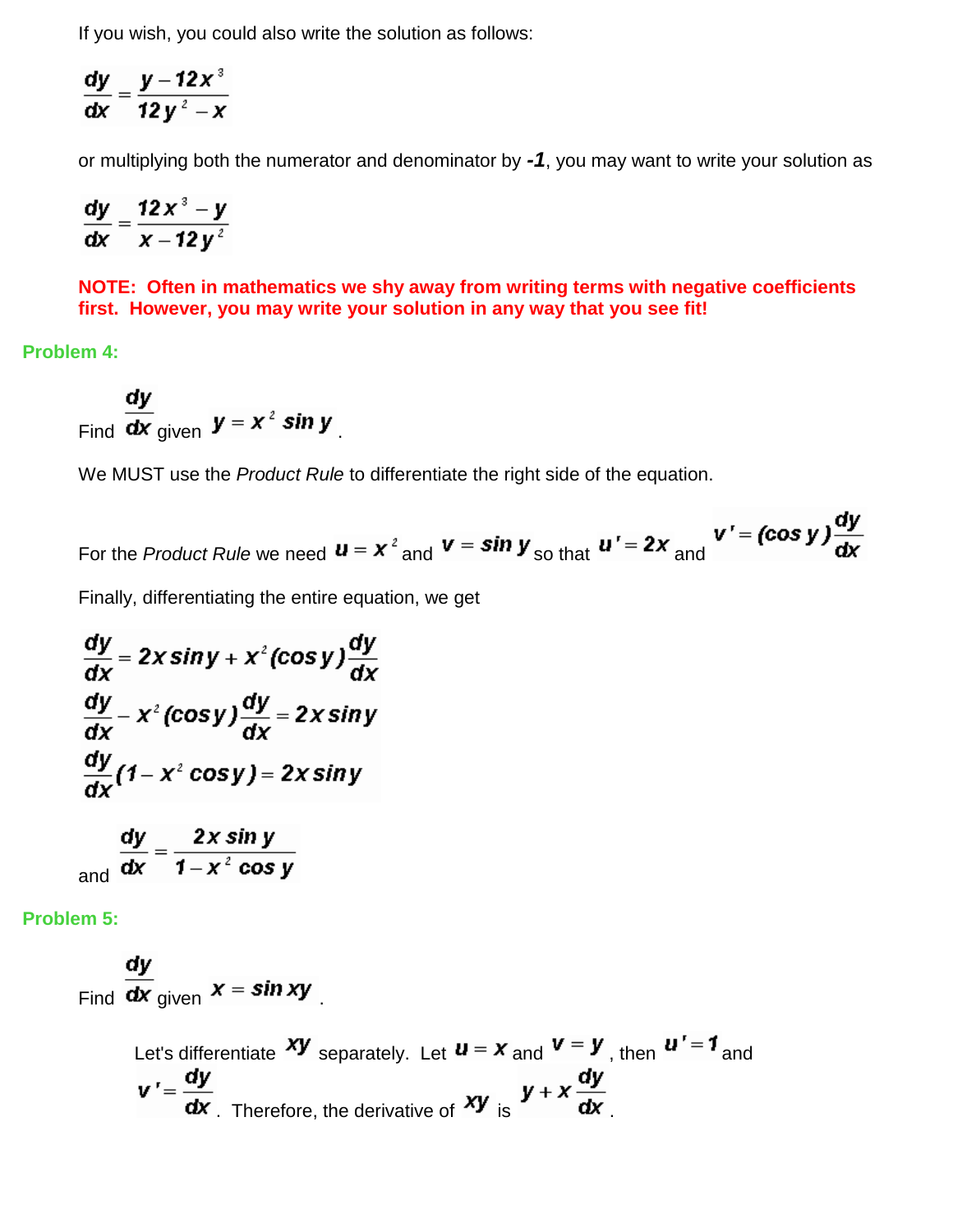If you wish, you could also write the solution as follows:

$$\frac{dy}{dx} = \frac{y - 12x^3}{12y^2 - x}$$

or multiplying both the numerator and denominator by ***-1***, you may want to write your solution as

$$\frac{dy}{dx} = \frac{12x^3 - y}{x - 12y^2}$$

**NOTE: Often in mathematics we shy away from writing terms with negative coefficients first. However, you may write your solution in any way that you see fit!**

**Problem 4:**

Find $\frac{dy}{dx}$ given $y = x^2 \sin y$.

We MUST use the *Product Rule* to differentiate the right side of the equation.

For the *Product Rule* we need $u = x^2$ and $v = \sin y$ so that $u' = 2x$ and $v' = (\cos y)\frac{dy}{dx}$

Finally, differentiating the entire equation, we get

$$\frac{dy}{dx} = 2x \sin y + x^2 (\cos y)\frac{dy}{dx}$$

$$\frac{dy}{dx} - x^2 (\cos y)\frac{dy}{dx} = 2x \sin y$$

$$\frac{dy}{dx}(1 - x^2 \cos y) = 2x \sin y$$

and $$\frac{dy}{dx} = \frac{2x \sin y}{1 - x^2 \cos y}$$

**Problem 5:**

Find $\frac{dy}{dx}$ given $x = \sin xy$.

Let's differentiate $xy$ separately. Let $u = x$ and $v = y$, then $u' = 1$ and $v' = \frac{dy}{dx}$. Therefore, the derivative of $xy$ is $y + x\frac{dy}{dx}$.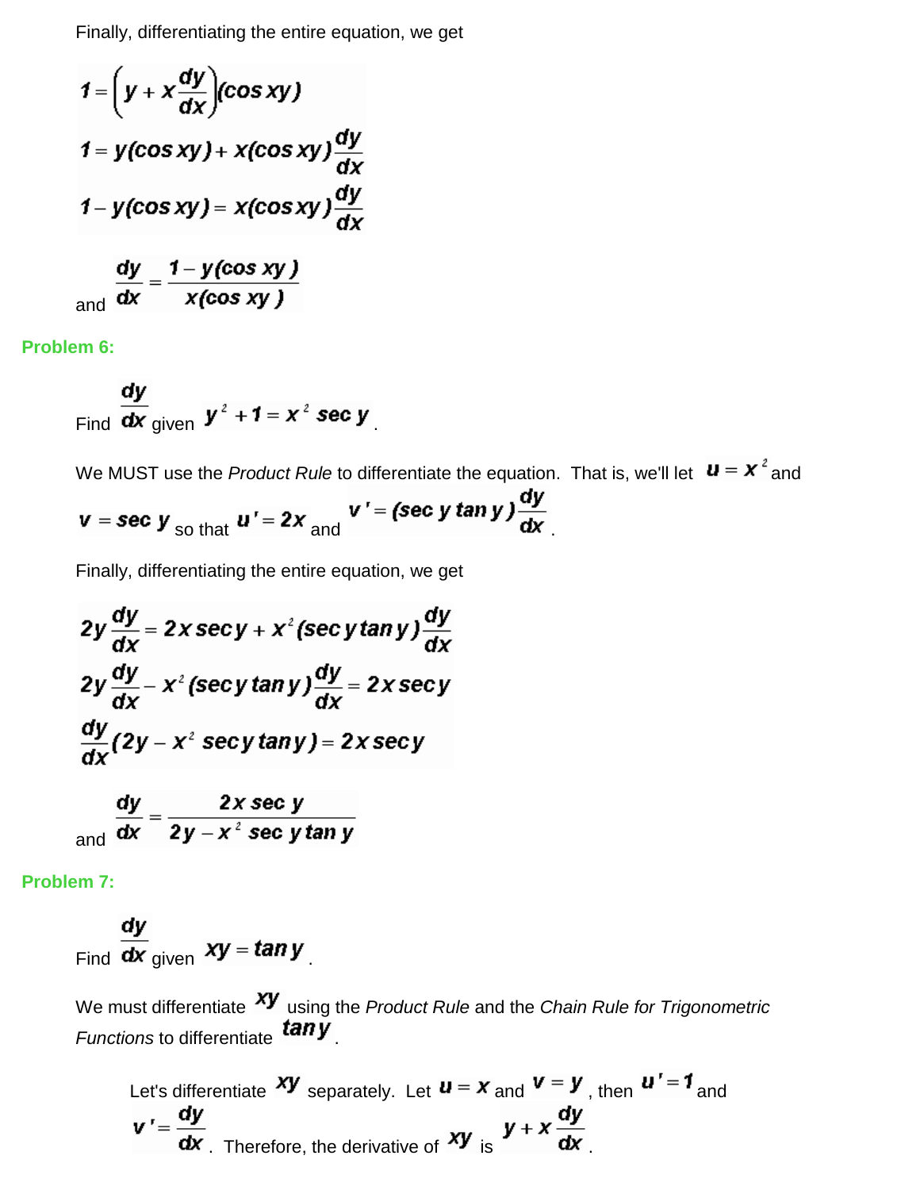Finally, differentiating the entire equation, we get

$$1 = \left(y + x\frac{dy}{dx}\right)(\cos xy)$$

$$1 = y(\cos xy) + x(\cos xy)\frac{dy}{dx}$$

$$1 - y(\cos xy) = x(\cos xy)\frac{dy}{dx}$$

and $\dfrac{dy}{dx} = \dfrac{1 - y(\cos xy)}{x(\cos xy)}$

**Problem 6:**

Find $\dfrac{dy}{dx}$ given $y^2 + 1 = x^2 \sec y$.

We MUST use the *Product Rule* to differentiate the equation. That is, we'll let $u = x^2$ and $v = \sec y$ so that $u' = 2x$ and $v' = (\sec y \tan y)\dfrac{dy}{dx}$.

Finally, differentiating the entire equation, we get

$$2y\frac{dy}{dx} = 2x\sec y + x^2(\sec y \tan y)\frac{dy}{dx}$$

$$2y\frac{dy}{dx} - x^2(\sec y \tan y)\frac{dy}{dx} = 2x\sec y$$

$$\frac{dy}{dx}(2y - x^2 \sec y \tan y) = 2x\sec y$$

and $\dfrac{dy}{dx} = \dfrac{2x\sec y}{2y - x^2 \sec y \tan y}$

**Problem 7:**

Find $\dfrac{dy}{dx}$ given $xy = \tan y$.

We must differentiate $xy$ using the *Product Rule* and the *Chain Rule for Trigonometric Functions* to differentiate $\tan y$.

Let's differentiate $xy$ separately. Let $u = x$ and $v = y$, then $u' = 1$ and $v' = \dfrac{dy}{dx}$. Therefore, the derivative of $xy$ is $y + x\dfrac{dy}{dx}$.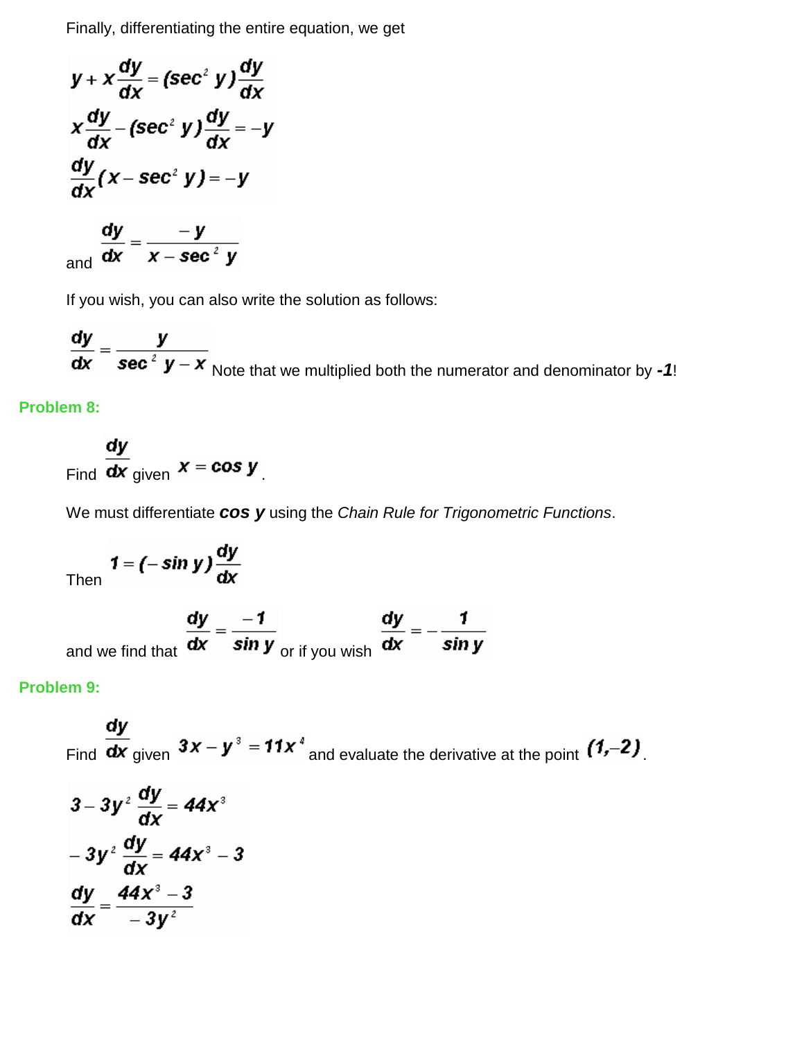Finally, differentiating the entire equation, we get

$$y + x\frac{dy}{dx} = (\sec^2 y)\frac{dy}{dx}$$
$$x\frac{dy}{dx} - (\sec^2 y)\frac{dy}{dx} = -y$$
$$\frac{dy}{dx}(x - \sec^2 y) = -y$$

and $\dfrac{dy}{dx} = \dfrac{-y}{x - \sec^2 y}$

If you wish, you can also write the solution as follows:

$\dfrac{dy}{dx} = \dfrac{y}{\sec^2 y - x}$ Note that we multiplied both the numerator and denominator by ***-1***!

**Problem 8:**

Find $\dfrac{dy}{dx}$ given $x = \cos y$.

We must differentiate ***cos y*** using the *Chain Rule for Trigonometric Functions*.

Then $1 = (-\sin y)\dfrac{dy}{dx}$

and we find that $\dfrac{dy}{dx} = \dfrac{-1}{\sin y}$ or if you wish $\dfrac{dy}{dx} = -\dfrac{1}{\sin y}$

**Problem 9:**

Find $\dfrac{dy}{dx}$ given $3x - y^3 = 11x^4$ and evaluate the derivative at the point $(1,-2)$.

$$3 - 3y^2\frac{dy}{dx} = 44x^3$$
$$-3y^2\frac{dy}{dx} = 44x^3 - 3$$
$$\frac{dy}{dx} = \frac{44x^3 - 3}{-3y^2}$$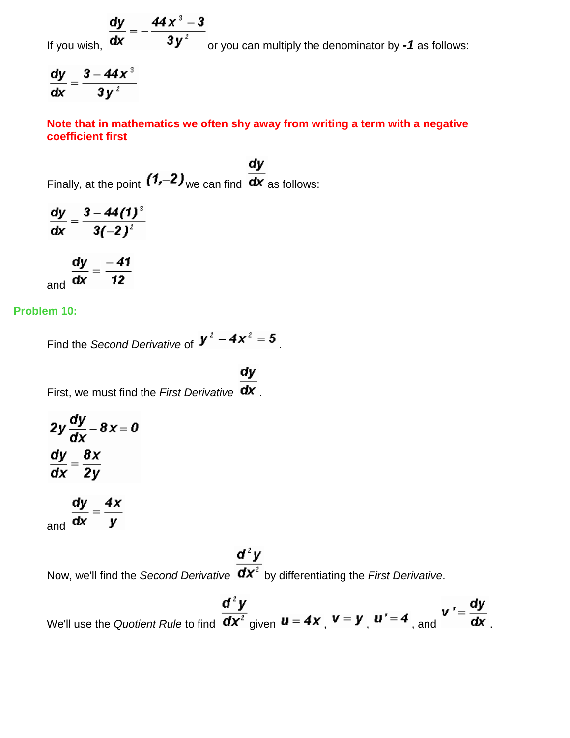If you wish, $\frac{dy}{dx} = -\frac{44x^3 - 3}{3y^2}$ or you can multiply the denominator by ***-1*** as follows:

$$\frac{dy}{dx} = \frac{3 - 44x^3}{3y^2}$$

**Note that in mathematics we often shy away from writing a term with a negative coefficient first**

Finally, at the point $(1,-2)$ we can find $\frac{dy}{dx}$ as follows:

$$\frac{dy}{dx} = \frac{3 - 44(1)^3}{3(-2)^2}$$

and $\frac{dy}{dx} = \frac{-41}{12}$

**Problem 10:**

Find the *Second Derivative* of $y^2 - 4x^2 = 5$.

First, we must find the *First Derivative* $\frac{dy}{dx}$.

$$2y\frac{dy}{dx} - 8x = 0$$

$$\frac{dy}{dx} = \frac{8x}{2y}$$

and $\frac{dy}{dx} = \frac{4x}{y}$

Now, we'll find the *Second Derivative* $\frac{d^2y}{dx^2}$ by differentiating the *First Derivative*.

We'll use the *Quotient Rule* to find $\frac{d^2y}{dx^2}$ given $u = 4x$, $v = y$, $u' = 4$, and $v' = \frac{dy}{dx}$.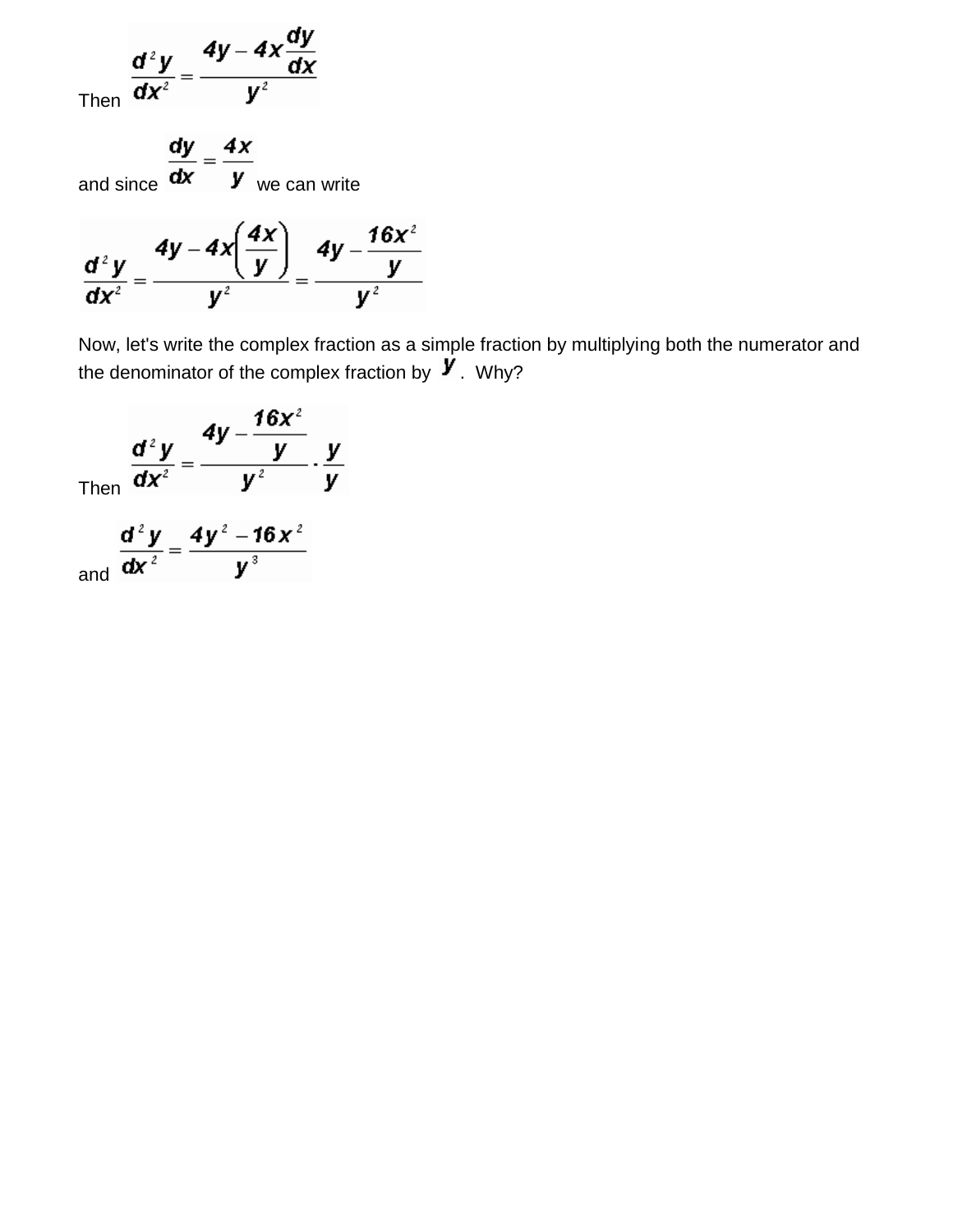Then $\dfrac{d^2y}{dx^2} = \dfrac{4y - 4x\dfrac{dy}{dx}}{y^2}$

and since $\dfrac{dy}{dx} = \dfrac{4x}{y}$ we can write

$$\frac{d^2y}{dx^2} = \frac{4y - 4x\left(\dfrac{4x}{y}\right)}{y^2} = \frac{4y - \dfrac{16x^2}{y}}{y^2}$$

Now, let's write the complex fraction as a simple fraction by multiplying both the numerator and the denominator of the complex fraction by $y$. Why?

Then $\dfrac{d^2y}{dx^2} = \dfrac{4y - \dfrac{16x^2}{y}}{y^2} \cdot \dfrac{y}{y}$

and $\dfrac{d^2y}{dx^2} = \dfrac{4y^2 - 16x^2}{y^3}$